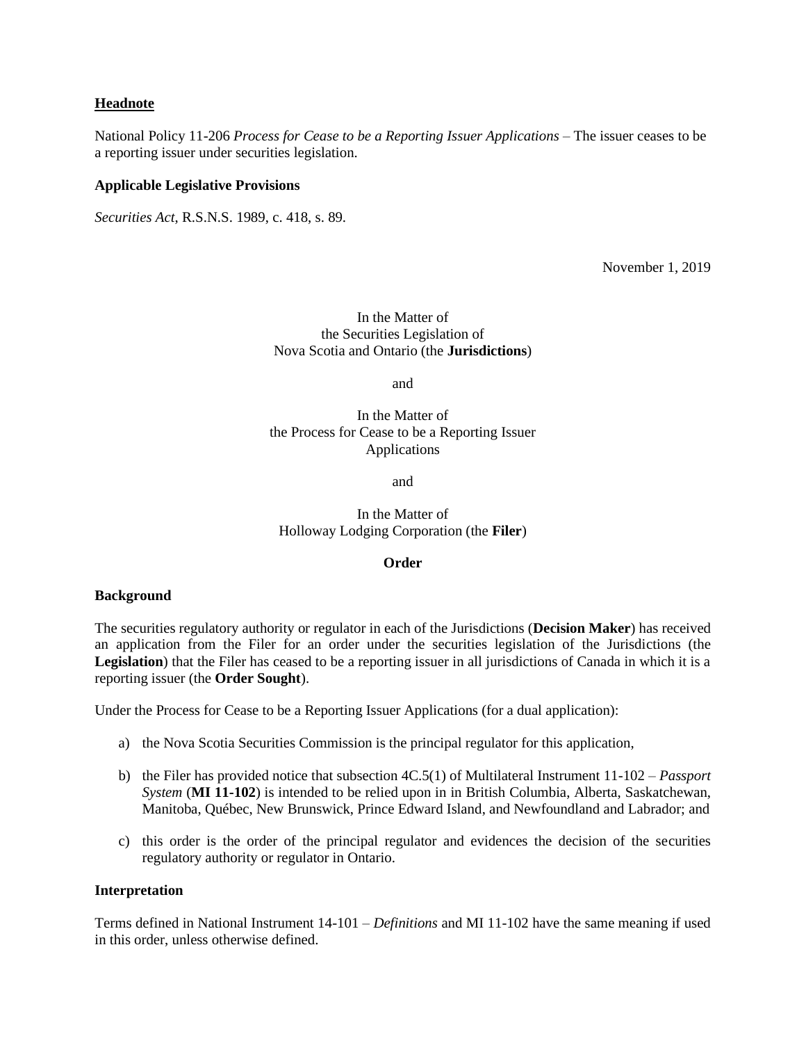**Headnote**

National Policy 11-206 *Process for Cease to be a Reporting Issuer Applications* – The issuer ceases to be a reporting issuer under securities legislation.

**Applicable Legislative Provisions**

*Securities Act*, R.S.N.S. 1989, c. 418, s. 89.

November 1, 2019

In the Matter of
the Securities Legislation of
Nova Scotia and Ontario (the **Jurisdictions**)

and

In the Matter of
the Process for Cease to be a Reporting Issuer
Applications

and

In the Matter of
Holloway Lodging Corporation (the **Filer**)

**Order**

**Background**

The securities regulatory authority or regulator in each of the Jurisdictions (**Decision Maker**) has received an application from the Filer for an order under the securities legislation of the Jurisdictions (the **Legislation**) that the Filer has ceased to be a reporting issuer in all jurisdictions of Canada in which it is a reporting issuer (the **Order Sought**).

Under the Process for Cease to be a Reporting Issuer Applications (for a dual application):

a) the Nova Scotia Securities Commission is the principal regulator for this application,

b) the Filer has provided notice that subsection 4C.5(1) of Multilateral Instrument 11-102 – *Passport System* (**MI 11-102**) is intended to be relied upon in in British Columbia, Alberta, Saskatchewan, Manitoba, Québec, New Brunswick, Prince Edward Island, and Newfoundland and Labrador; and

c) this order is the order of the principal regulator and evidences the decision of the securities regulatory authority or regulator in Ontario.

**Interpretation**

Terms defined in National Instrument 14-101 – *Definitions* and MI 11-102 have the same meaning if used in this order, unless otherwise defined.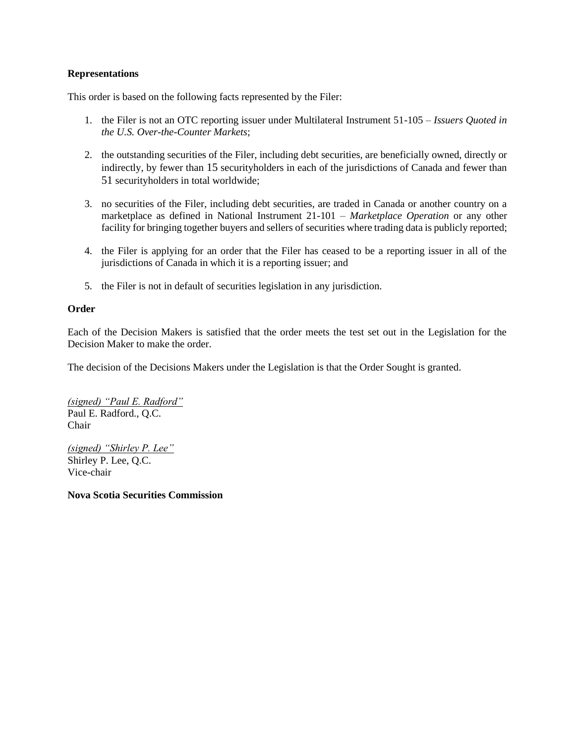**Representations**

This order is based on the following facts represented by the Filer:

1. the Filer is not an OTC reporting issuer under Multilateral Instrument 51-105 – *Issuers Quoted in the U.S. Over-the-Counter Markets*;

2. the outstanding securities of the Filer, including debt securities, are beneficially owned, directly or indirectly, by fewer than 15 securityholders in each of the jurisdictions of Canada and fewer than 51 securityholders in total worldwide;

3. no securities of the Filer, including debt securities, are traded in Canada or another country on a marketplace as defined in National Instrument 21-101 – *Marketplace Operation* or any other facility for bringing together buyers and sellers of securities where trading data is publicly reported;

4. the Filer is applying for an order that the Filer has ceased to be a reporting issuer in all of the jurisdictions of Canada in which it is a reporting issuer; and

5. the Filer is not in default of securities legislation in any jurisdiction.

**Order**

Each of the Decision Makers is satisfied that the order meets the test set out in the Legislation for the Decision Maker to make the order.

The decision of the Decisions Makers under the Legislation is that the Order Sought is granted.

*(signed) "Paul E. Radford"*
Paul E. Radford., Q.C.
Chair

*(signed) "Shirley P. Lee"*
Shirley P. Lee, Q.C.
Vice-chair

**Nova Scotia Securities Commission**